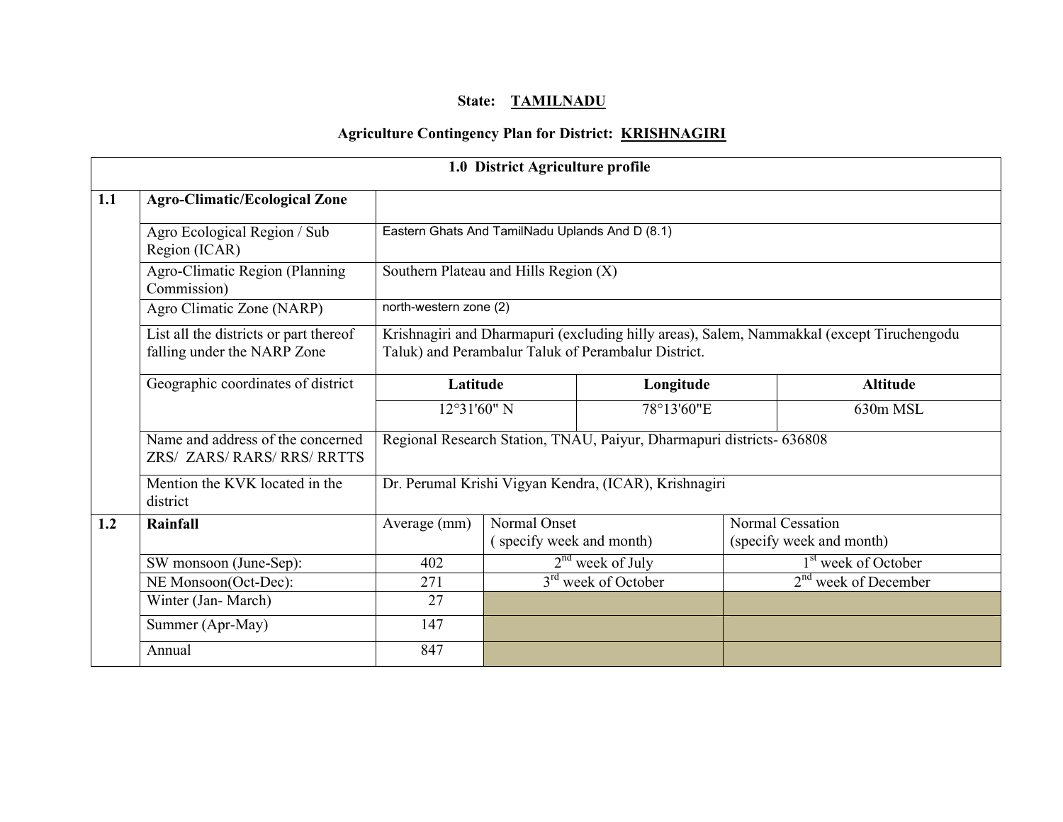**State: TAMILNADU**

**Agriculture Contingency Plan for District: KRISHNAGIRI**

| **1.0 District Agriculture profile** | | | | | |
|---|---|---|---|---|---|
| **1.1** | **Agro-Climatic/Ecological Zone** | | | | |
| | Agro Ecological Region / Sub Region (ICAR) | Eastern Ghats And TamilNadu Uplands And D (8.1) | | | |
| | Agro-Climatic Region (Planning Commission) | Southern Plateau and Hills Region (X) | | | |
| | Agro Climatic Zone (NARP) | north-western zone (2) | | | |
| | List all the districts or part thereof falling under the NARP Zone | Krishnagiri and Dharmapuri (excluding hilly areas), Salem, Nammakkal (except Tiruchengodu Taluk) and Perambalur Taluk of Perambalur District. | | | |
| | Geographic coordinates of district | **Latitude** | | **Longitude** | **Altitude** |
| | | 12°31'60" N | | 78°13'60"E | 630m MSL |
| | Name and address of the concerned ZRS/ ZARS/ RARS/ RRS/ RRTTS | Regional Research Station, TNAU, Paiyur, Dharmapuri districts- 636808 | | | |
| | Mention the KVK located in the district | Dr. Perumal Krishi Vigyan Kendra, (ICAR), Krishnagiri | | | |
| **1.2** | **Rainfall** | Average (mm) | Normal Onset ( specify week and month) | | Normal Cessation (specify week and month) |
| | SW monsoon (June-Sep): | 402 | 2nd week of July | | 1st week of October |
| | NE Monsoon(Oct-Dec): | 271 | 3rd week of October | | 2nd week of December |
| | Winter (Jan- March) | 27 | | | |
| | Summer (Apr-May) | 147 | | | |
| | Annual | 847 | | | |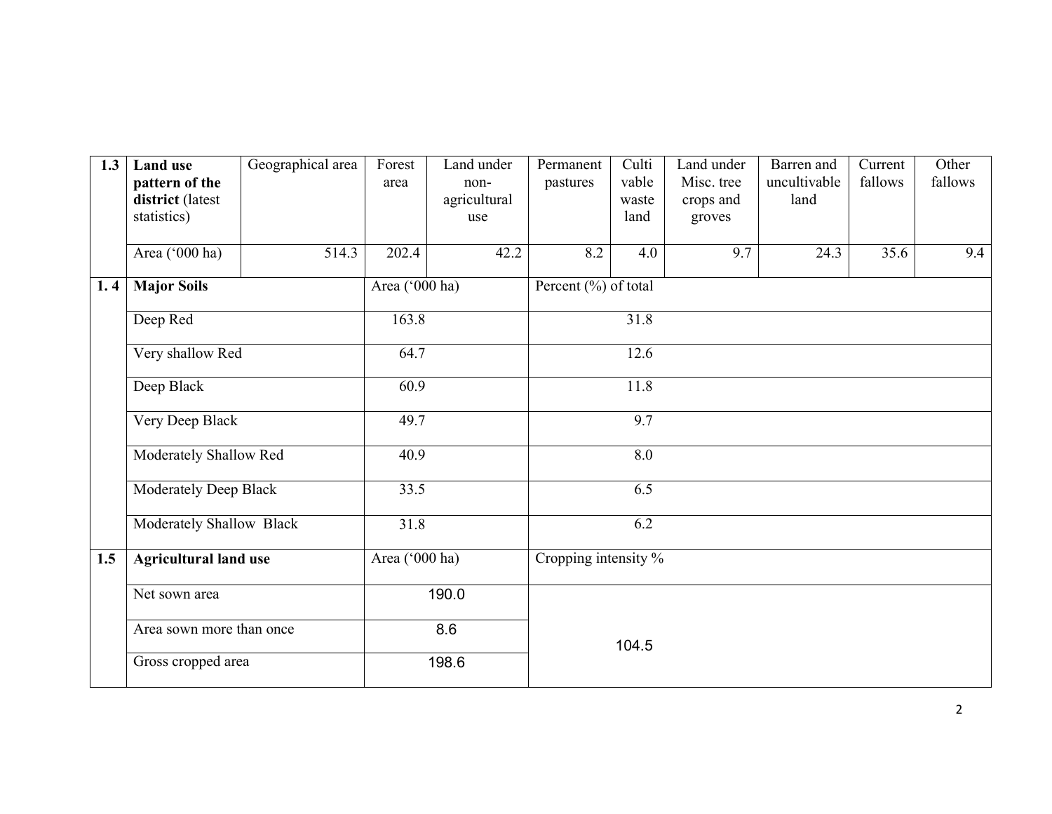| 1.3 | **Land use pattern of the district** (latest statistics) | Geographical area | Forest area | Land under non-agricultural use | Permanent pastures | Cultivable waste land | Land under Misc. tree crops and groves | Barren and uncultivable land | Current fallows | Other fallows |
|---|---|---|---|---|---|---|---|---|---|---|
| | Area ('000 ha) | 514.3 | 202.4 | 42.2 | 8.2 | 4.0 | 9.7 | 24.3 | 35.6 | 9.4 |

| 1. 4 | **Major Soils** | Area ('000 ha) | Percent (%) of total |
|---|---|---|---|
| | Deep Red | 163.8 | 31.8 |
| | Very shallow Red | 64.7 | 12.6 |
| | Deep Black | 60.9 | 11.8 |
| | Very Deep Black | 49.7 | 9.7 |
| | Moderately Shallow Red | 40.9 | 8.0 |
| | Moderately Deep Black | 33.5 | 6.5 |
| | Moderately Shallow Black | 31.8 | 6.2 |

| 1.5 | **Agricultural land use** | Area ('000 ha) | Cropping intensity % |
|---|---|---|---|
| | Net sown area | 190.0 | 104.5 |
| | Area sown more than once | 8.6 | |
| | Gross cropped area | 198.6 | |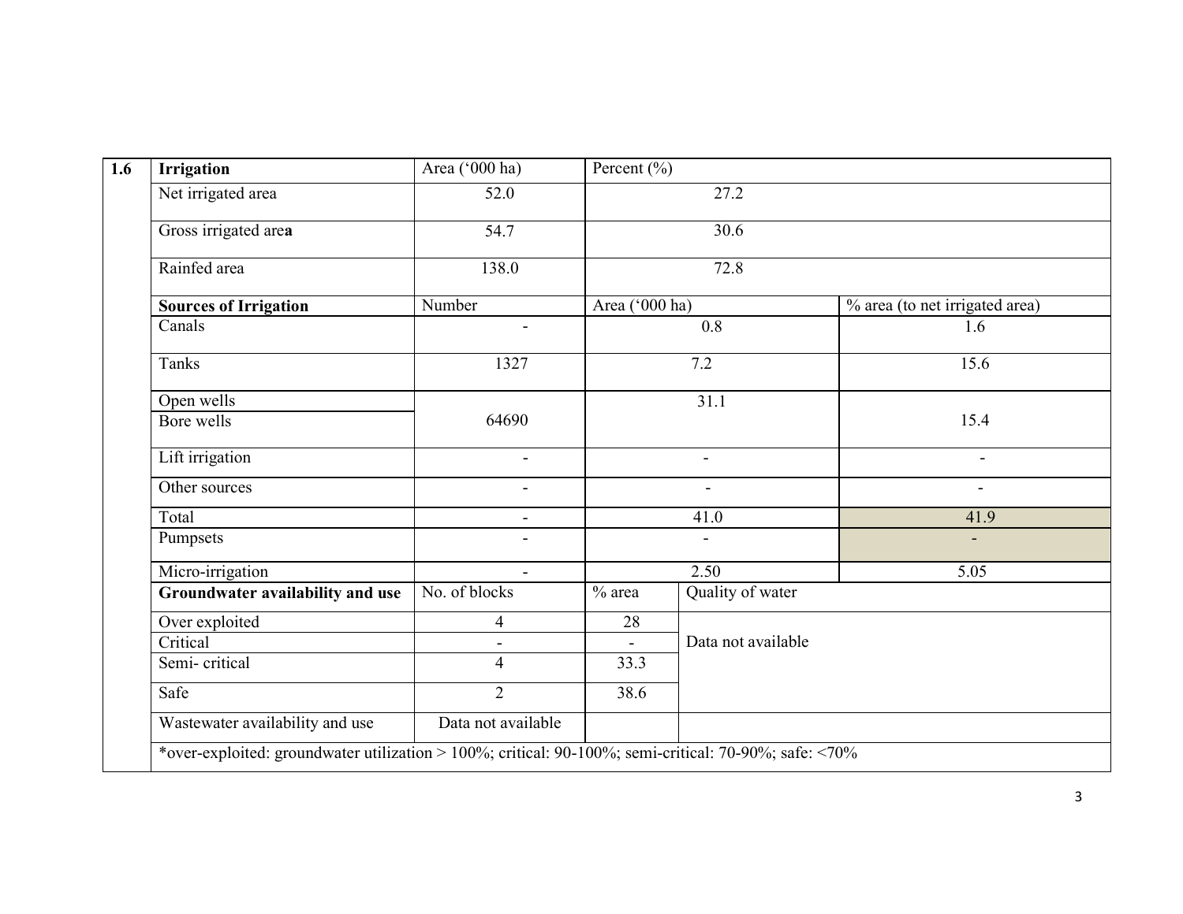| 1.6 | **Irrigation** | Area ('000 ha) | Percent (%) | | |
|---|---|---|---|---|---|
| | Net irrigated area | 52.0 | 27.2 | | |
| | Gross irrigated are**a** | 54.7 | 30.6 | | |
| | Rainfed area | 138.0 | 72.8 | | |
| | **Sources of Irrigation** | Number | Area ('000 ha) | | % area (to net irrigated area) |
| | Canals | - | 0.8 | | 1.6 |
| | Tanks | 1327 | 7.2 | | 15.6 |
| | Open wells | 64690 | 31.1 | | 15.4 |
| | Bore wells | | | | |
| | Lift irrigation | - | - | | - |
| | Other sources | - | - | | - |
| | Total | - | 41.0 | | 41.9 |
| | Pumpsets | - | - | | - |
| | Micro-irrigation | - | 2.50 | | 5.05 |
| | **Groundwater availability and use** | No. of blocks | % area | Quality of water | |
| | Over exploited | 4 | 28 | Data not available | |
| | Critical | - | - | | |
| | Semi- critical | 4 | 33.3 | | |
| | Safe | 2 | 38.6 | | |
| | Wastewater availability and use | Data not available | | | |
| | *over-exploited: groundwater utilization > 100%; critical: 90-100%; semi-critical: 70-90%; safe: <70% | | | | |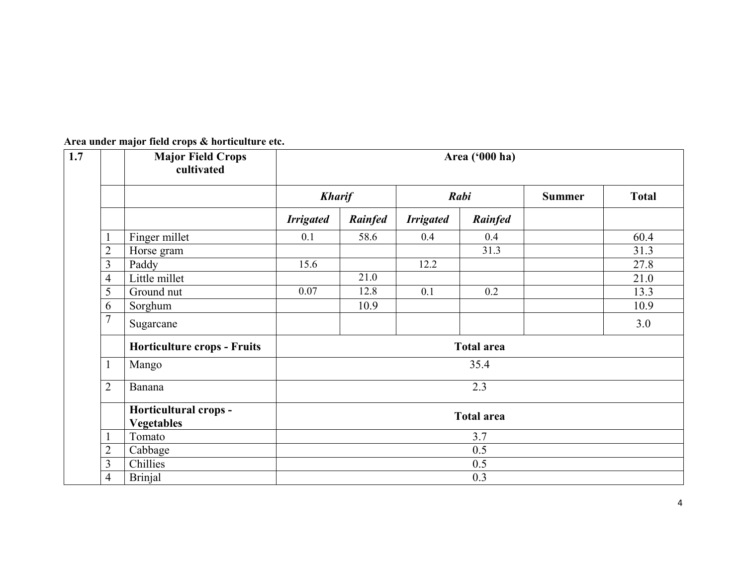**Area under major field crops & horticulture etc.**

| 1.7 | | Major Field Crops cultivated | Area ('000 ha) | | | | | |
|---|---|---|---|---|---|---|---|---|
| | | | ***Kharif*** | | ***Rabi*** | | **Summer** | **Total** |
| | | | ***Irrigated*** | ***Rainfed*** | ***Irrigated*** | ***Rainfed*** | | |
| | 1 | Finger millet | 0.1 | 58.6 | 0.4 | 0.4 | | 60.4 |
| | 2 | Horse gram | | | | 31.3 | | 31.3 |
| | 3 | Paddy | 15.6 | | 12.2 | | | 27.8 |
| | 4 | Little millet | | 21.0 | | | | 21.0 |
| | 5 | Ground nut | 0.07 | 12.8 | 0.1 | 0.2 | | 13.3 |
| | 6 | Sorghum | | 10.9 | | | | 10.9 |
| | 7 | Sugarcane | | | | | | 3.0 |
| | | **Horticulture crops - Fruits** | **Total area** | | | | | |
| | 1 | Mango | 35.4 | | | | | |
| | 2 | Banana | 2.3 | | | | | |
| | | **Horticultural crops - Vegetables** | **Total area** | | | | | |
| | 1 | Tomato | 3.7 | | | | | |
| | 2 | Cabbage | 0.5 | | | | | |
| | 3 | Chillies | 0.5 | | | | | |
| | 4 | Brinjal | 0.3 | | | | | |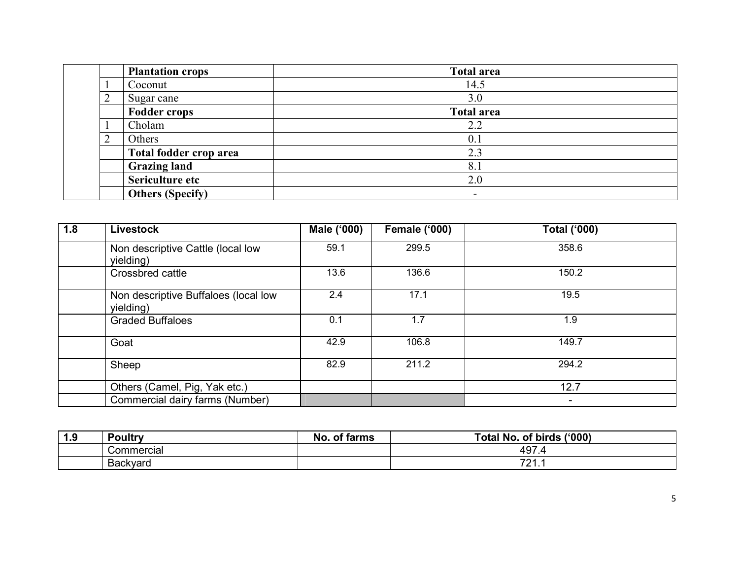| | | Plantation crops | Total area |
|---|---|---|---|
| | 1 | Coconut | 14.5 |
| | 2 | Sugar cane | 3.0 |
| | | **Fodder crops** | **Total area** |
| | 1 | Cholam | 2.2 |
| | 2 | Others | 0.1 |
| | | **Total fodder crop area** | 2.3 |
| | | **Grazing land** | 8.1 |
| | | **Sericulture etc** | 2.0 |
| | | **Others (Specify)** | - |

| 1.8 | Livestock | Male ('000) | Female ('000) | Total ('000) |
|---|---|---|---|---|
| | Non descriptive Cattle (local low yielding) | 59.1 | 299.5 | 358.6 |
| | Crossbred cattle | 13.6 | 136.6 | 150.2 |
| | Non descriptive Buffaloes (local low yielding) | 2.4 | 17.1 | 19.5 |
| | Graded Buffaloes | 0.1 | 1.7 | 1.9 |
| | Goat | 42.9 | 106.8 | 149.7 |
| | Sheep | 82.9 | 211.2 | 294.2 |
| | Others (Camel, Pig, Yak etc.) | | | 12.7 |
| | Commercial dairy farms (Number) | | | - |

| 1.9 | Poultry | No. of farms | Total No. of birds ('000) |
|---|---|---|---|
| | Commercial | | 497.4 |
| | Backyard | | 721.1 |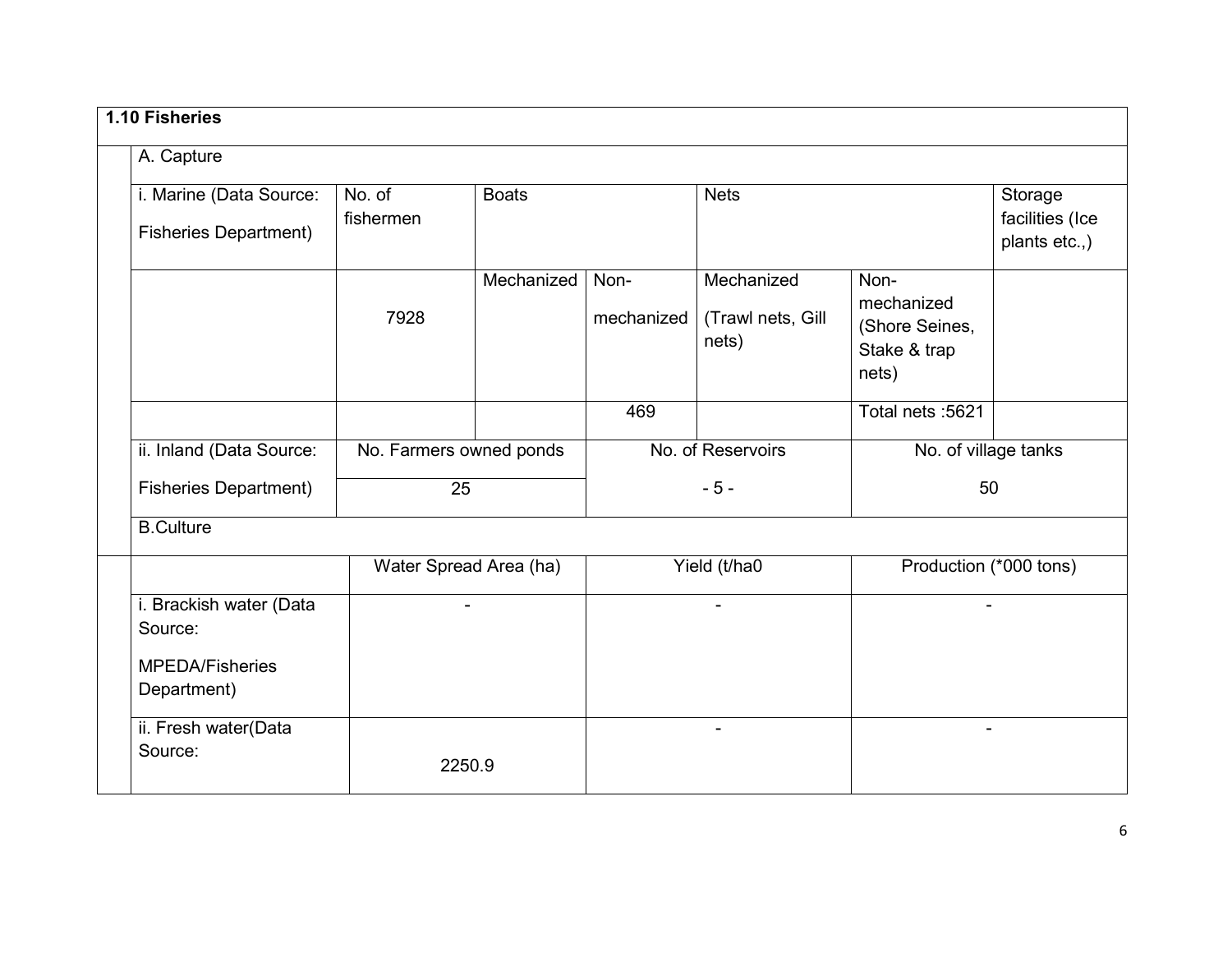**1.10 Fisheries**

A. Capture

| i. Marine (Data Source: Fisheries Department) | No. of fishermen | Boats | | Nets | | Storage facilities (Ice plants etc.,) |
|---|---|---|---|---|---|---|
| | 7928 | Mechanized | Non-mechanized | Mechanized (Trawl nets, Gill nets) | Non-mechanized (Shore Seines, Stake & trap nets) | |
| | | | 469 | | Total nets :5621 | |

| ii. Inland (Data Source: Fisheries Department) | No. Farmers owned ponds | No. of Reservoirs | No. of village tanks |
|---|---|---|---|
| | 25 | - 5 - | 50 |

B.Culture

| | Water Spread Area (ha) | Yield (t/ha0 | Production (*000 tons) |
|---|---|---|---|
| i. Brackish water (Data Source: MPEDA/Fisheries Department) | - | - | - |
| ii. Fresh water(Data Source: | 2250.9 | - | - |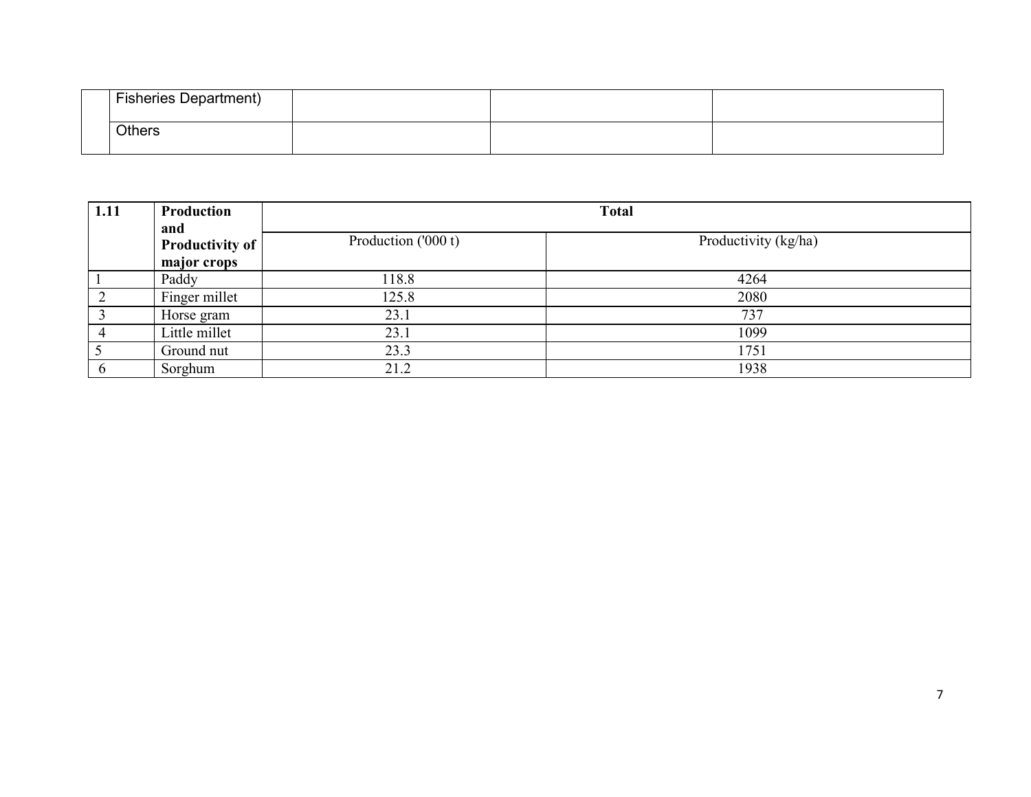|  | Fisheries Department) |  |  |  |
|---|---|---|---|---|
|  | Others |  |  |  |

| 1.11 | **Production and Productivity of major crops** | **Total** |  |
|---|---|---|---|
|  |  | Production ('000 t) | Productivity (kg/ha) |
| 1 | Paddy | 118.8 | 4264 |
| 2 | Finger millet | 125.8 | 2080 |
| 3 | Horse gram | 23.1 | 737 |
| 4 | Little millet | 23.1 | 1099 |
| 5 | Ground nut | 23.3 | 1751 |
| 6 | Sorghum | 21.2 | 1938 |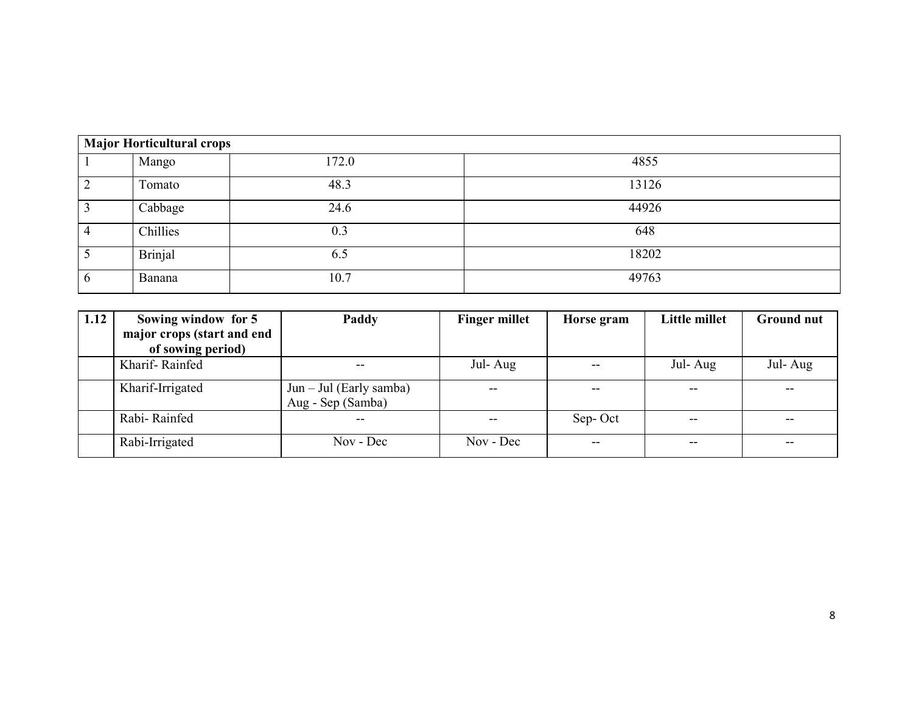| Major Horticultural crops | | | |
|---|---|---|---|
| 1 | Mango | 172.0 | 4855 |
| 2 | Tomato | 48.3 | 13126 |
| 3 | Cabbage | 24.6 | 44926 |
| 4 | Chillies | 0.3 | 648 |
| 5 | Brinjal | 6.5 | 18202 |
| 6 | Banana | 10.7 | 49763 |

| 1.12 | Sowing window for 5 major crops (start and end of sowing period) | Paddy | Finger millet | Horse gram | Little millet | Ground nut |
|---|---|---|---|---|---|---|
| | Kharif- Rainfed | -- | Jul- Aug | -- | Jul- Aug | Jul- Aug |
| | Kharif-Irrigated | Jun – Jul (Early samba) Aug - Sep (Samba) | -- | -- | -- | -- |
| | Rabi- Rainfed | -- | -- | Sep- Oct | -- | -- |
| | Rabi-Irrigated | Nov - Dec | Nov - Dec | -- | -- | -- |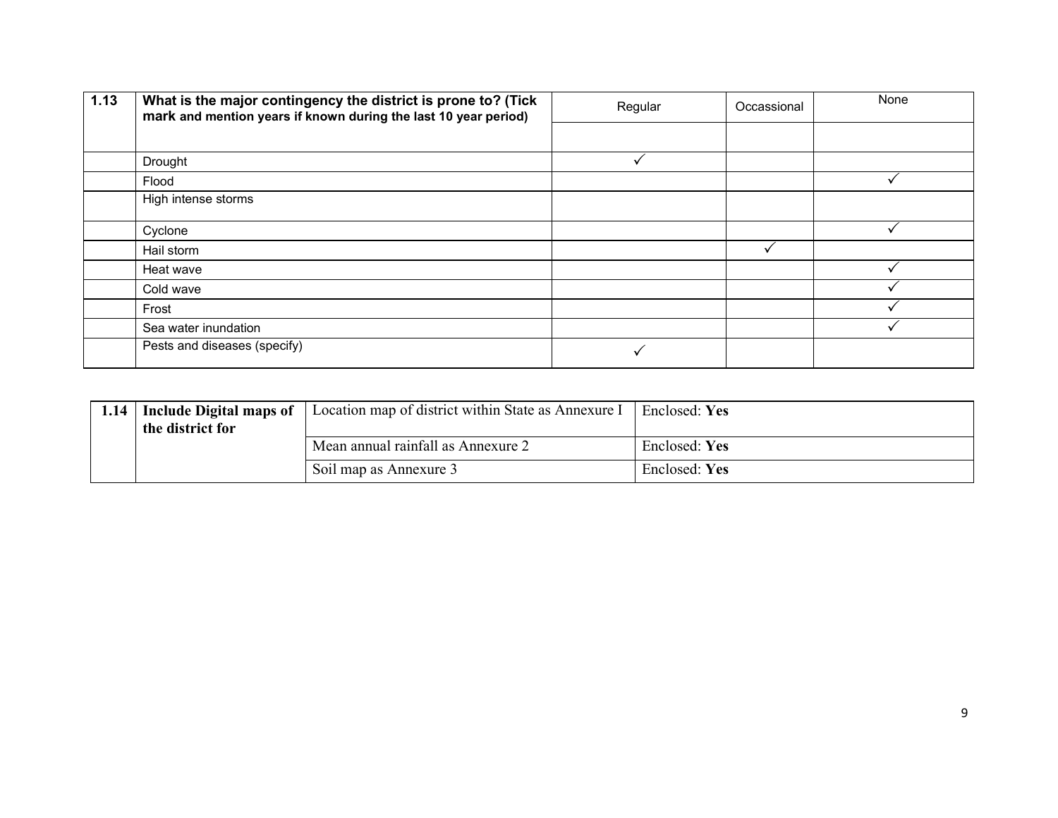| 1.13 | What is the major contingency the district is prone to? (Tick mark and mention years if known during the last 10 year period) | Regular | Occassional | None |
|---|---|---|---|---|
| | | | | |
| | Drought | ✓ | | |
| | Flood | | | ✓ |
| | High intense storms | | | |
| | Cyclone | | | ✓ |
| | Hail storm | | ✓ | |
| | Heat wave | | | ✓ |
| | Cold wave | | | ✓ |
| | Frost | | | ✓ |
| | Sea water inundation | | | ✓ |
| | Pests and diseases (specify) | ✓ | | |

| 1.14 | **Include Digital maps of the district for** | Location map of district within State as Annexure I | Enclosed: **Yes** |
|---|---|---|---|
| | | Mean annual rainfall as Annexure 2 | Enclosed: **Yes** |
| | | Soil map as Annexure 3 | Enclosed: **Yes** |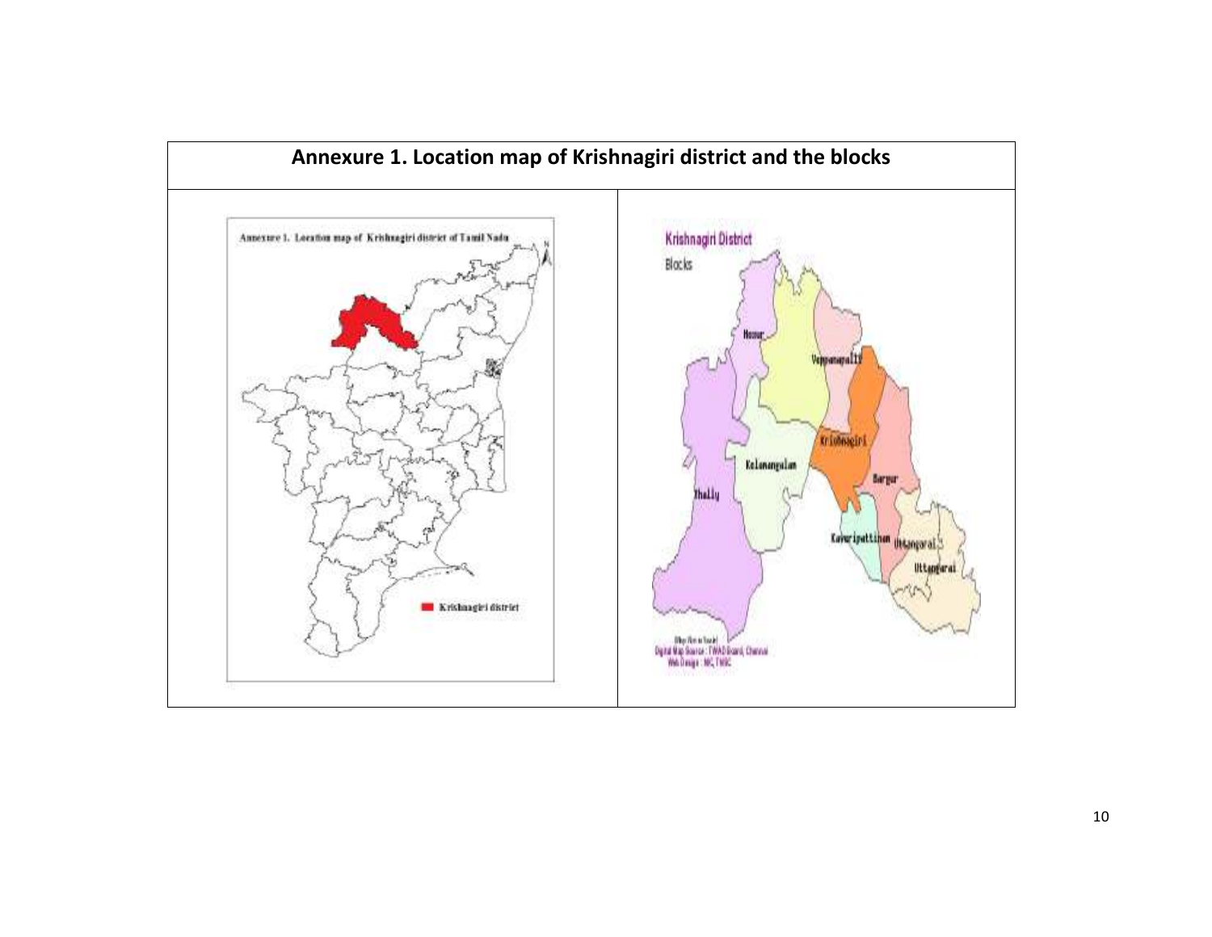# Annexure 1. Location map of Krishnagiri district and the blocks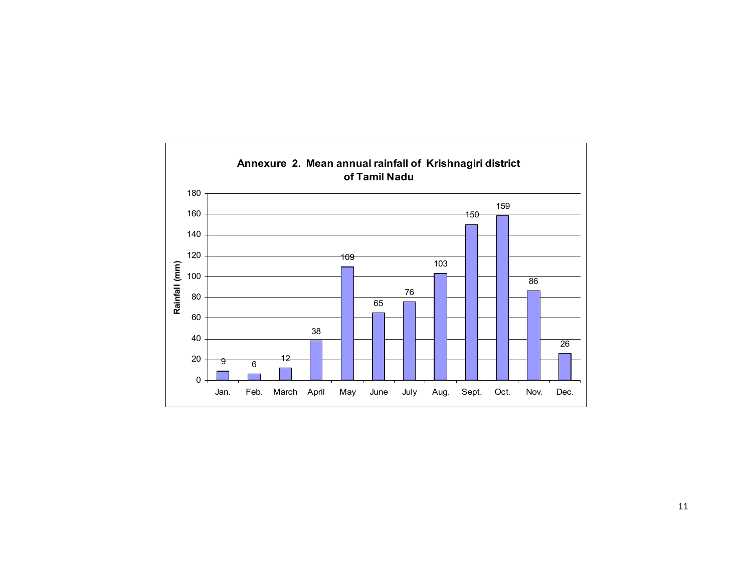**Annexure 2. Mean annual rainfall of Krishnagiri district of Tamil Nadu**

| Month | Rainfall (mm) |
|---|---|
| Jan. | 9 |
| Feb. | 6 |
| March | 12 |
| April | 38 |
| May | 109 |
| June | 65 |
| July | 76 |
| Aug. | 103 |
| Sept. | 150 |
| Oct. | 159 |
| Nov. | 86 |
| Dec. | 26 |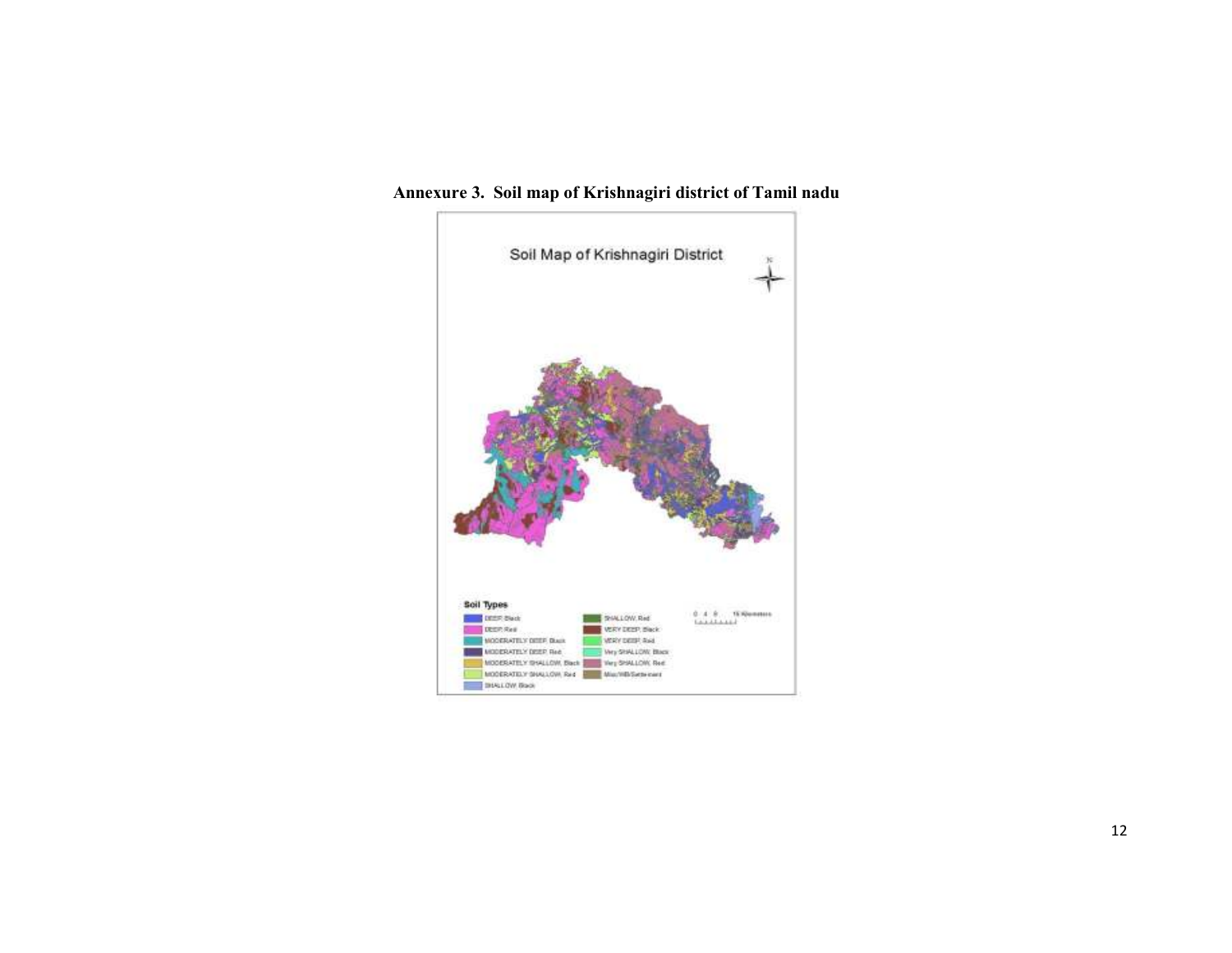**Annexure 3. Soil map of Krishnagiri district of Tamil nadu**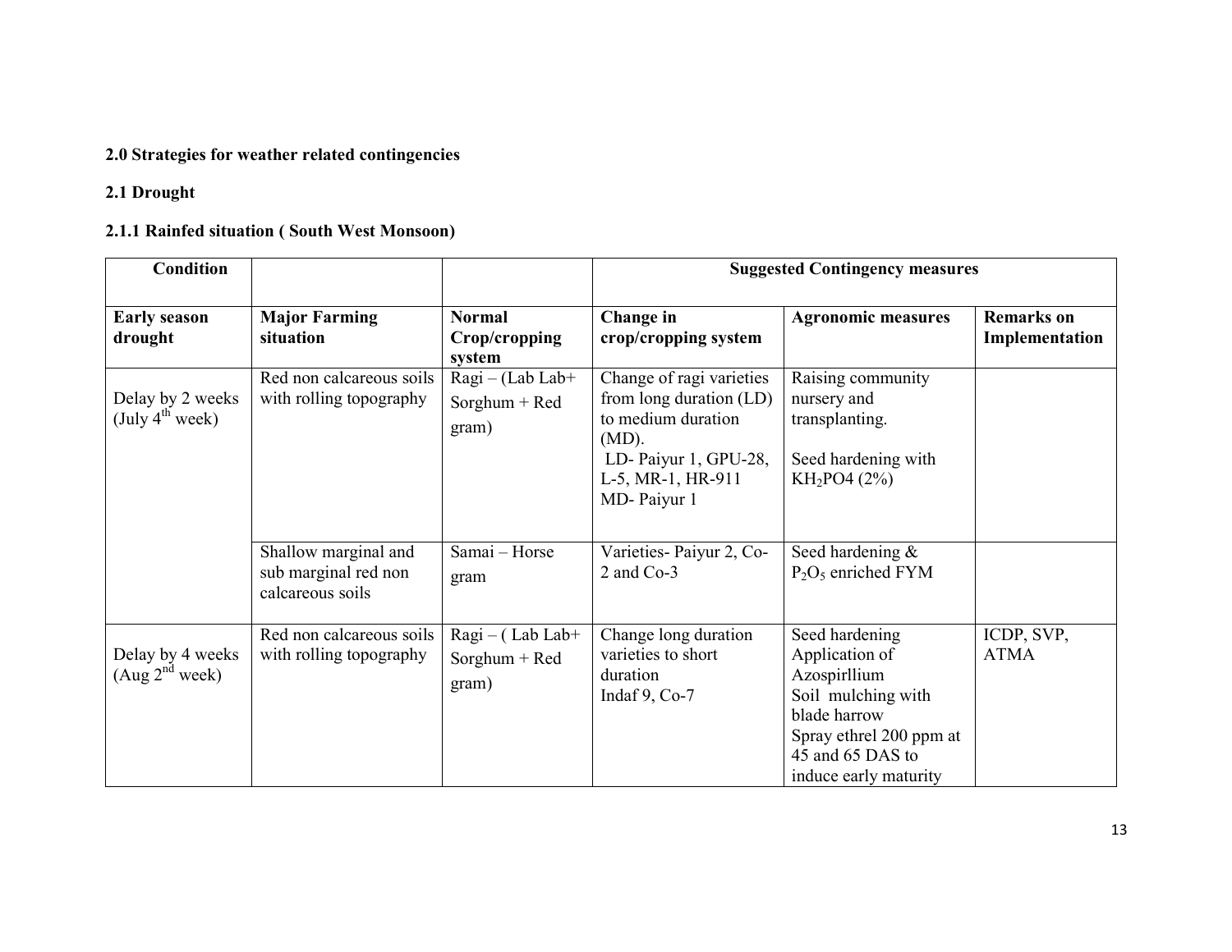## 2.0 Strategies for weather related contingencies

### 2.1 Drought

#### 2.1.1 Rainfed situation ( South West Monsoon)

| Condition | | | Suggested Contingency measures | | |
|---|---|---|---|---|---|
| **Early season drought** | **Major Farming situation** | **Normal Crop/cropping system** | **Change in crop/cropping system** | **Agronomic measures** | **Remarks on Implementation** |
| Delay by 2 weeks (July 4[th] week) | Red non calcareous soils with rolling topography | Ragi – (Lab Lab+ Sorghum + Red gram) | Change of ragi varieties from long duration (LD) to medium duration (MD). LD- Paiyur 1, GPU-28, L-5, MR-1, HR-911 MD- Paiyur 1 | Raising community nursery and transplanting. Seed hardening with $KH_2PO4$ (2%) | |
| | Shallow marginal and sub marginal red non calcareous soils | Samai – Horse gram | Varieties- Paiyur 2, Co-2 and Co-3 | Seed hardening & $P_2O_5$ enriched FYM | |
| Delay by 4 weeks (Aug 2[nd] week) | Red non calcareous soils with rolling topography | Ragi – ( Lab Lab+ Sorghum + Red gram) | Change long duration varieties to short duration Indaf 9, Co-7 | Seed hardening Application of Azospirllium Soil mulching with blade harrow Spray ethrel 200 ppm at 45 and 65 DAS to induce early maturity | ICDP, SVP, ATMA |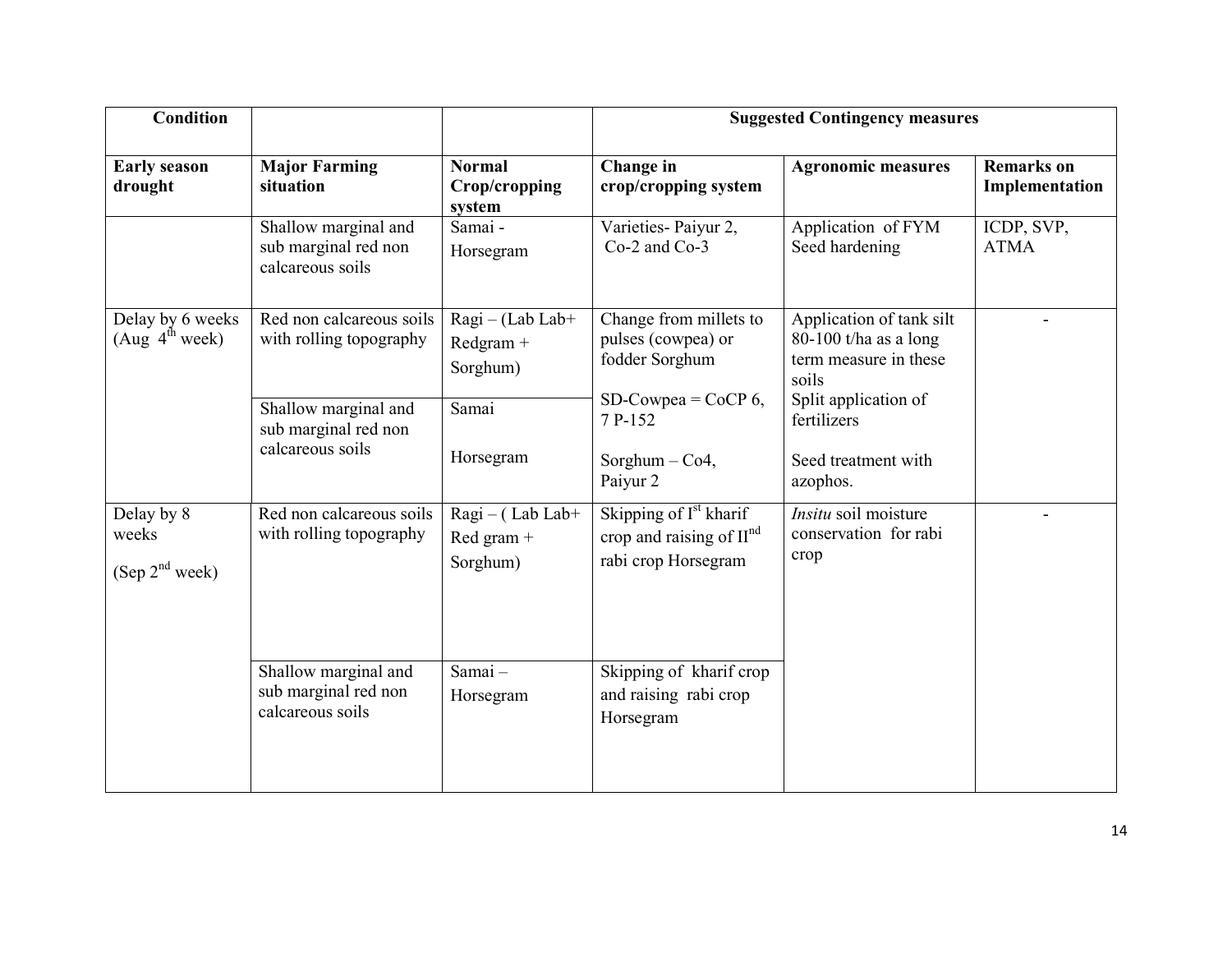| Condition | | | Suggested Contingency measures | | |
|---|---|---|---|---|---|
| **Early season drought** | **Major Farming situation** | **Normal Crop/cropping system** | **Change in crop/cropping system** | **Agronomic measures** | **Remarks on Implementation** |
| | Shallow marginal and sub marginal red non calcareous soils | Samai - Horsegram | Varieties- Paiyur 2, Co-2 and Co-3 | Application of FYM Seed hardening | ICDP, SVP, ATMA |
| Delay by 6 weeks (Aug 4th week) | Red non calcareous soils with rolling topography | Ragi – (Lab Lab+ Redgram + Sorghum) | Change from millets to pulses (cowpea) or fodder Sorghum<br><br>SD-Cowpea = CoCP 6, 7 P-152<br><br>Sorghum – Co4, Paiyur 2 | Application of tank silt 80-100 t/ha as a long term measure in these soils<br>Split application of fertilizers<br><br>Seed treatment with azophos. | - |
| | Shallow marginal and sub marginal red non calcareous soils | Samai<br><br>Horsegram | | | |
| Delay by 8 weeks<br><br>(Sep 2nd week) | Red non calcareous soils with rolling topography | Ragi – ( Lab Lab+ Red gram + Sorghum) | Skipping of Ist kharif crop and raising of IInd rabi crop Horsegram | *Insitu* soil moisture conservation for rabi crop | - |
| | Shallow marginal and sub marginal red non calcareous soils | Samai – Horsegram | Skipping of kharif crop and raising rabi crop Horsegram | | |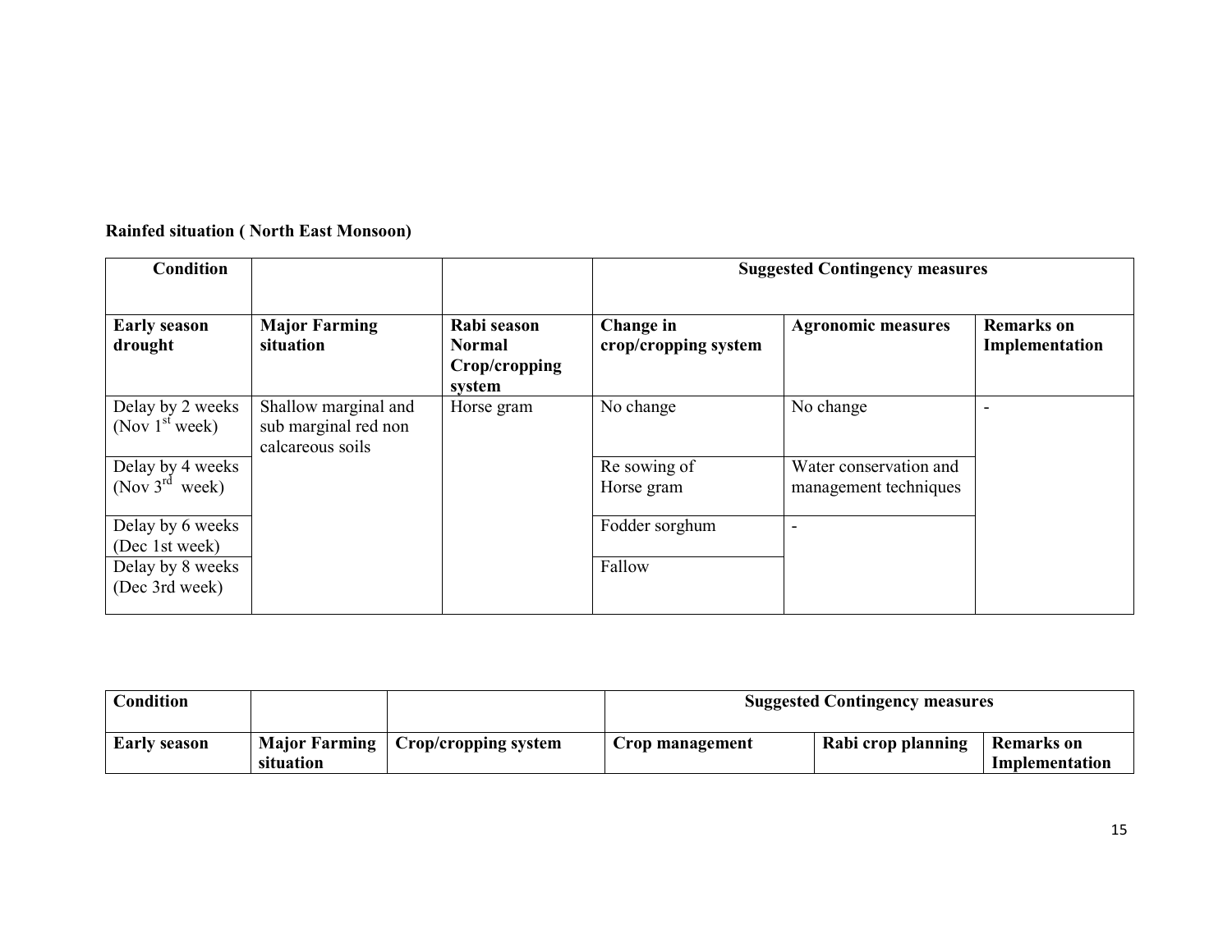**Rainfed situation ( North East Monsoon)**

| Condition | | | Suggested Contingency measures | | |
|---|---|---|---|---|---|
| **Early season drought** | **Major Farming situation** | **Rabi season Normal Crop/cropping system** | **Change in crop/cropping system** | **Agronomic measures** | **Remarks on Implementation** |
| Delay by 2 weeks (Nov 1st week) | Shallow marginal and sub marginal red non calcareous soils | Horse gram | No change | No change | - |
| Delay by 4 weeks (Nov 3rd week) | | | Re sowing of Horse gram | Water conservation and management techniques | |
| Delay by 6 weeks (Dec 1st week) | | | Fodder sorghum | - | |
| Delay by 8 weeks (Dec 3rd week) | | | Fallow | | |

| Condition | | | Suggested Contingency measures | | |
|---|---|---|---|---|---|
| **Early season** | **Major Farming situation** | **Crop/cropping system** | **Crop management** | **Rabi crop planning** | **Remarks on Implementation** |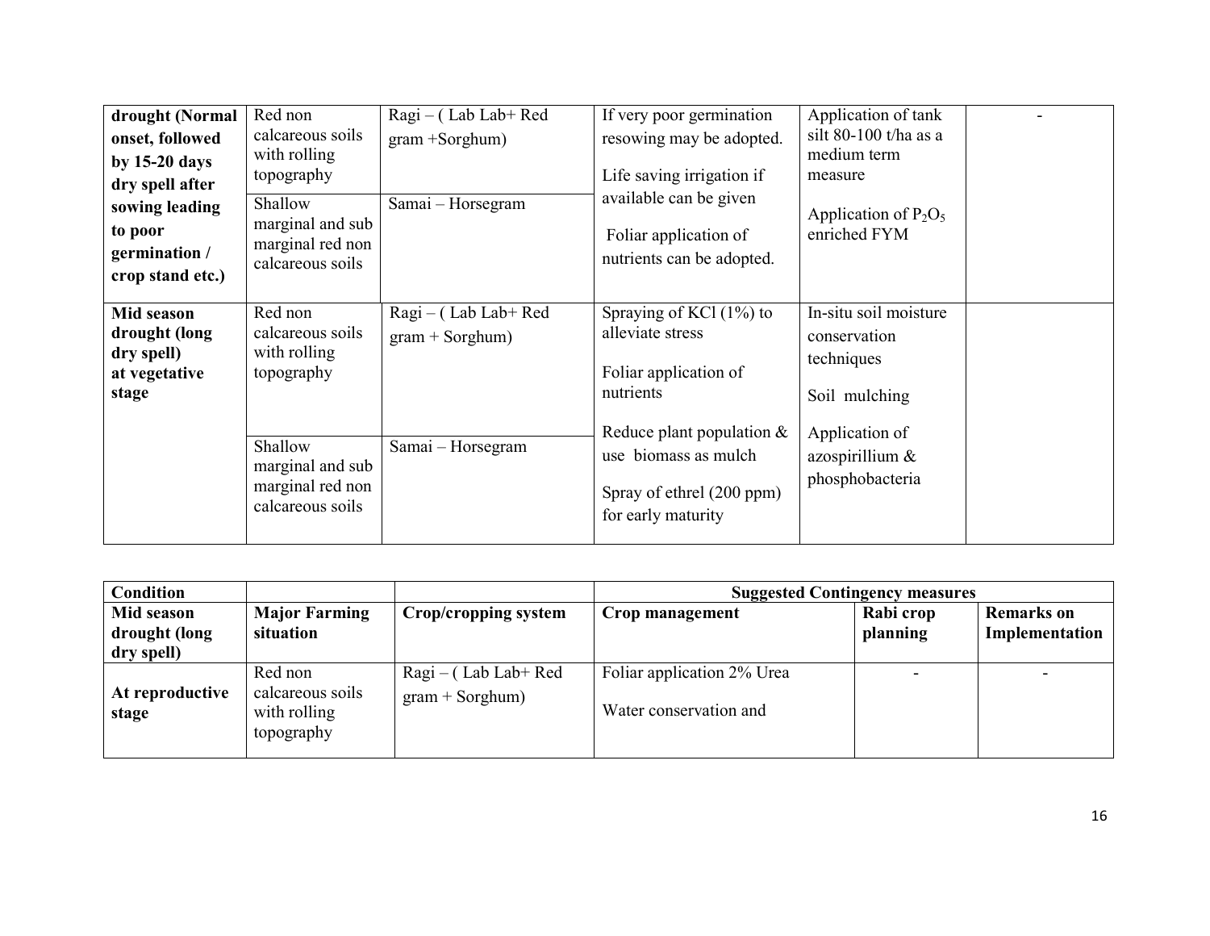| | | | | | |
|---|---|---|---|---|---|
| **drought (Normal onset, followed by 15-20 days dry spell after sowing leading to poor germination / crop stand etc.)** | Red non calcareous soils with rolling topography | Ragi – ( Lab Lab+ Red gram +Sorghum) | If very poor germination resowing may be adopted.<br><br>Life saving irrigation if available can be given<br><br>Foliar application of nutrients can be adopted. | Application of tank silt 80-100 t/ha as a medium term measure<br><br>Application of $P_2O_5$ enriched FYM | - |
| | Shallow marginal and sub marginal red non calcareous soils | Samai – Horsegram | | | |
| **Mid season drought (long dry spell) at vegetative stage** | Red non calcareous soils with rolling topography | Ragi – ( Lab Lab+ Red gram + Sorghum) | Spraying of KCl (1%) to alleviate stress<br><br>Foliar application of nutrients<br><br>Reduce plant population & use biomass as mulch<br><br>Spray of ethrel (200 ppm) for early maturity | In-situ soil moisture conservation techniques<br><br>Soil mulching<br><br>Application of azospirillium & phosphobacteria | |
| | Shallow marginal and sub marginal red non calcareous soils | Samai – Horsegram | | | |

| **Condition** | | | **Suggested Contingency measures** | | |
|---|---|---|---|---|---|
| **Mid season drought (long dry spell)** | **Major Farming situation** | **Crop/cropping system** | **Crop management** | **Rabi crop planning** | **Remarks on Implementation** |
| **At reproductive stage** | Red non calcareous soils with rolling topography | Ragi – ( Lab Lab+ Red gram + Sorghum) | Foliar application 2% Urea<br><br>Water conservation and | - | - |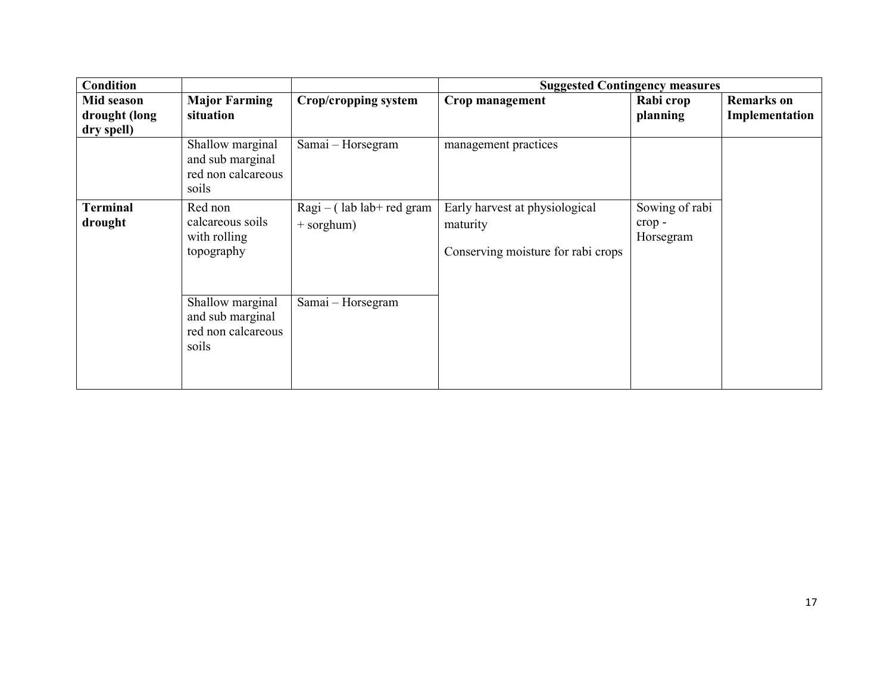| Condition | | | Suggested Contingency measures | | |
|---|---|---|---|---|---|
| **Mid season drought (long dry spell)** | **Major Farming situation** | **Crop/cropping system** | **Crop management** | **Rabi crop planning** | **Remarks on Implementation** |
| | Shallow marginal and sub marginal red non calcareous soils | Samai – Horsegram | management practices | | |
| **Terminal drought** | Red non calcareous soils with rolling topography | Ragi – ( lab lab+ red gram + sorghum) | Early harvest at physiological maturity<br><br>Conserving moisture for rabi crops | Sowing of rabi crop - Horsegram | |
| | Shallow marginal and sub marginal red non calcareous soils | Samai – Horsegram | | | |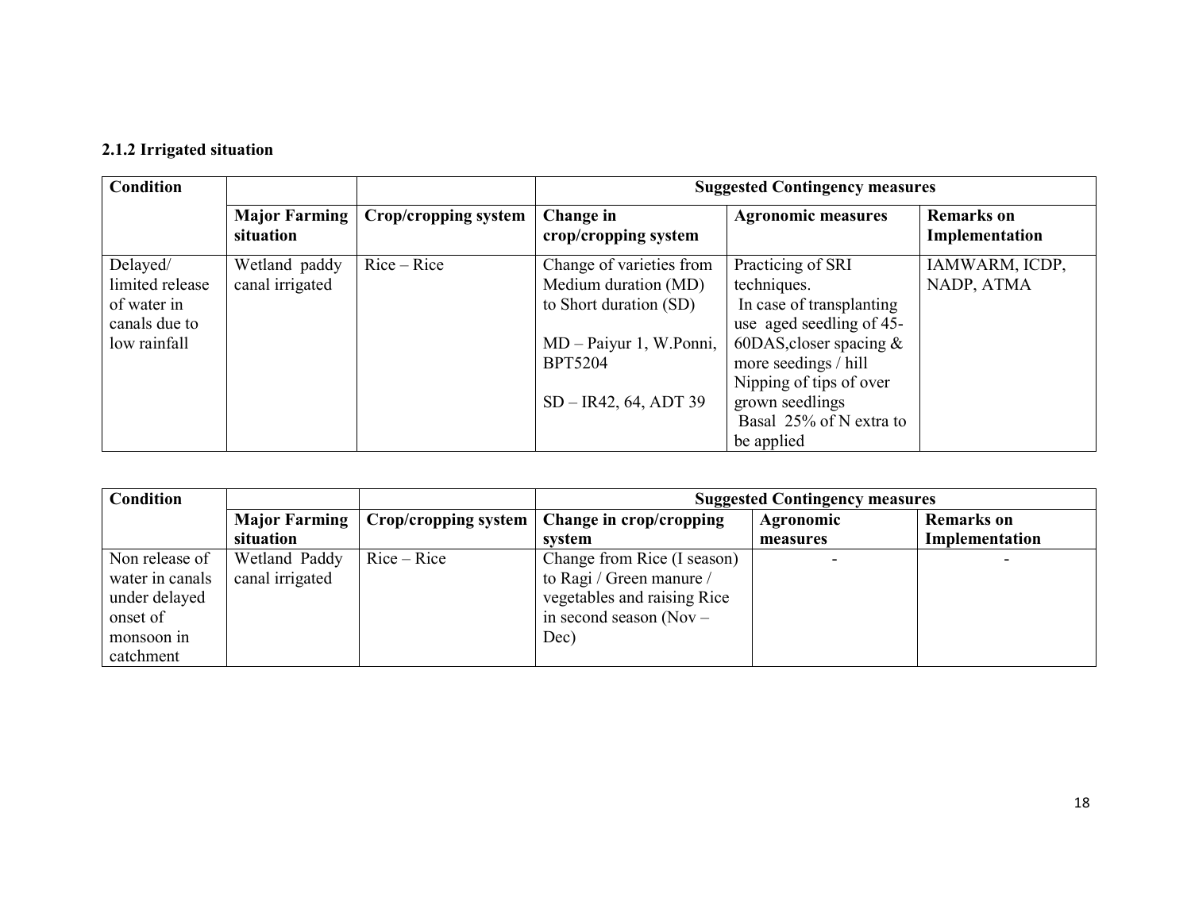### 2.1.2 Irrigated situation

| Condition | | | Suggested Contingency measures | | |
|---|---|---|---|---|---|
| | **Major Farming situation** | **Crop/cropping system** | **Change in crop/cropping system** | **Agronomic measures** | **Remarks on Implementation** |
| Delayed/ limited release of water in canals due to low rainfall | Wetland paddy canal irrigated | Rice – Rice | Change of varieties from Medium duration (MD) to Short duration (SD)<br><br>MD – Paiyur 1, W.Ponni, BPT5204<br><br>SD – IR42, 64, ADT 39 | Practicing of SRI techniques.<br>In case of transplanting use aged seedling of 45-60DAS,closer spacing & more seedings / hill<br>Nipping of tips of over grown seedlings<br>Basal 25% of N extra to be applied | IAMWARM, ICDP, NADP, ATMA |

| Condition | | | Suggested Contingency measures | | |
|---|---|---|---|---|---|
| | **Major Farming situation** | **Crop/cropping system** | **Change in crop/cropping system** | **Agronomic measures** | **Remarks on Implementation** |
| Non release of water in canals under delayed onset of monsoon in catchment | Wetland Paddy canal irrigated | Rice – Rice | Change from Rice (I season) to Ragi / Green manure / vegetables and raising Rice in second season (Nov – Dec) | - | - |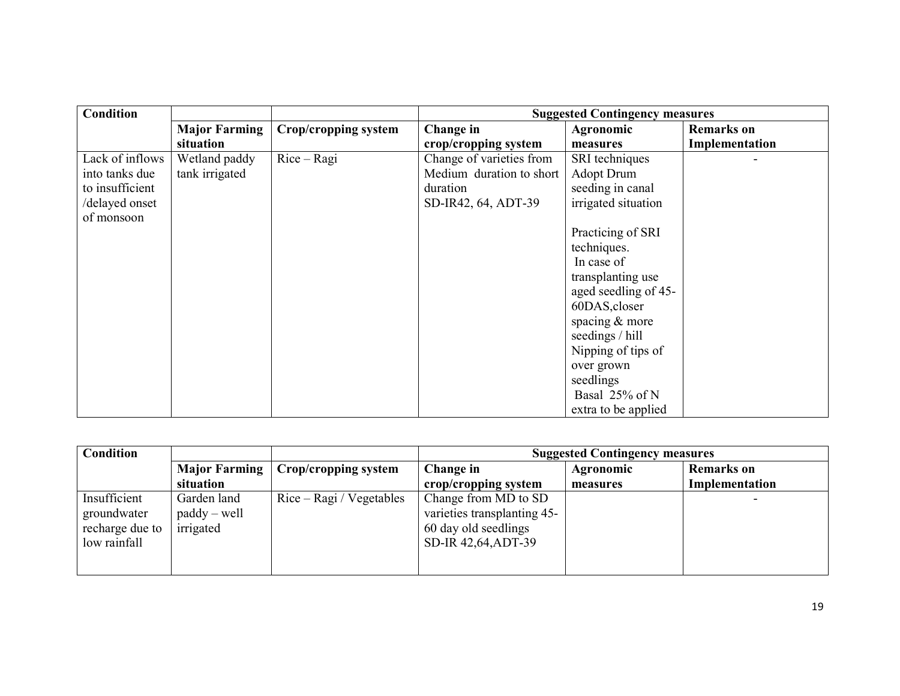| Condition | | | Suggested Contingency measures | | |
|---|---|---|---|---|---|
| | Major Farming situation | Crop/cropping system | Change in crop/cropping system | Agronomic measures | Remarks on Implementation |
| Lack of inflows into tanks due to insufficient /delayed onset of monsoon | Wetland paddy tank irrigated | Rice – Ragi | Change of varieties from Medium duration to short duration SD-IR42, 64, ADT-39 | SRI techniques Adopt Drum seeding in canal irrigated situation<br><br>Practicing of SRI techniques.<br>In case of transplanting use aged seedling of 45-60DAS,closer spacing & more seedings / hill<br>Nipping of tips of over grown seedlings<br>Basal 25% of N extra to be applied | - |

| Condition | | | Suggested Contingency measures | | |
|---|---|---|---|---|---|
| | Major Farming situation | Crop/cropping system | Change in crop/cropping system | Agronomic measures | Remarks on Implementation |
| Insufficient groundwater recharge due to low rainfall | Garden land paddy – well irrigated | Rice – Ragi / Vegetables | Change from MD to SD varieties transplanting 45-60 day old seedlings SD-IR 42,64,ADT-39 | | - |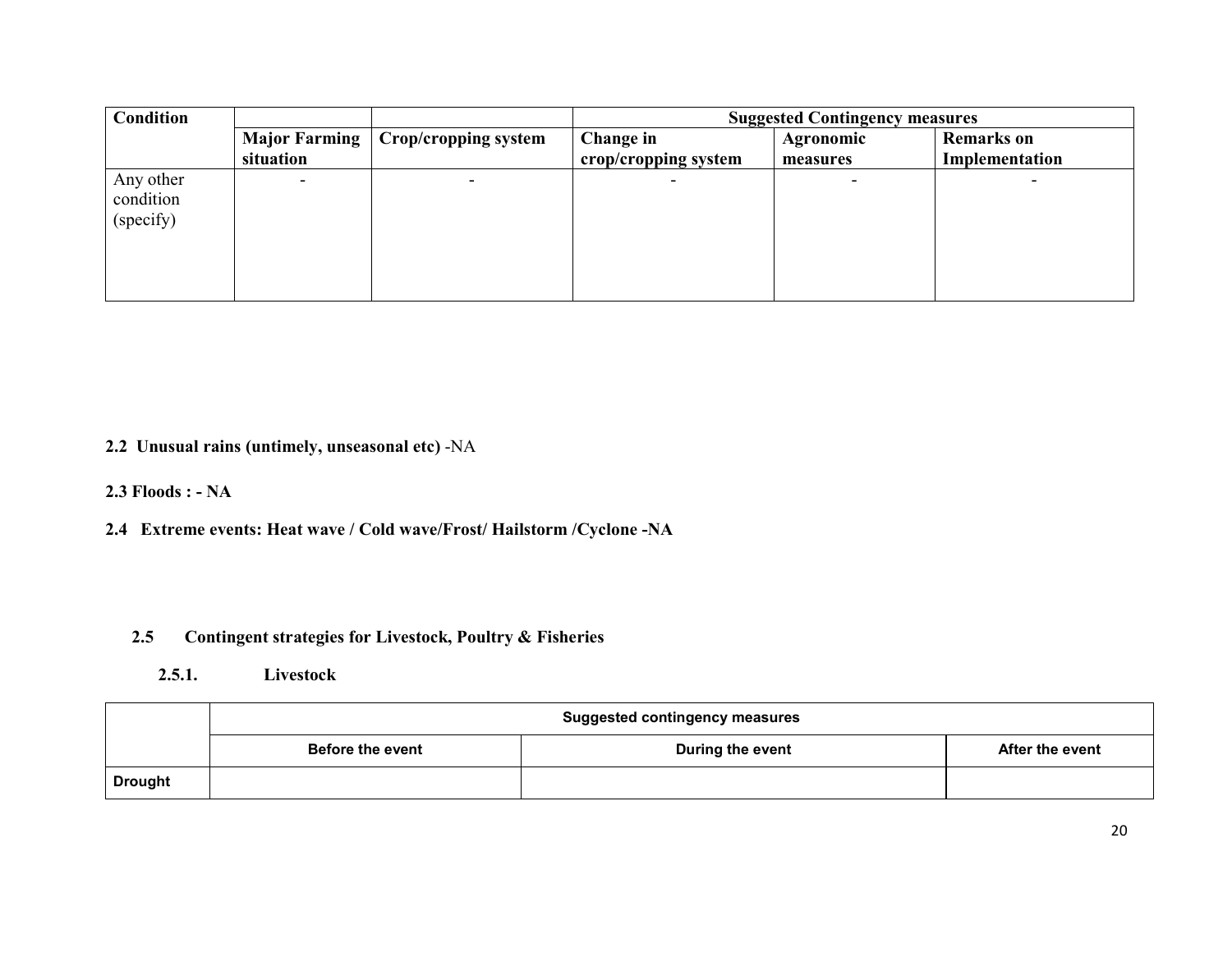| Condition | | | Suggested Contingency measures | | |
|---|---|---|---|---|---|
| | Major Farming situation | Crop/cropping system | Change in crop/cropping system | Agronomic measures | Remarks on Implementation |
| Any other condition (specify) | - | - | - | - | - |

**2.2 Unusual rains (untimely, unseasonal etc)** -NA

**2.3 Floods : - NA**

**2.4 Extreme events: Heat wave / Cold wave/Frost/ Hailstorm /Cyclone -NA**

## 2.5 Contingent strategies for Livestock, Poultry & Fisheries

### 2.5.1. Livestock

| | Suggested contingency measures | | |
|---|---|---|---|
| | Before the event | During the event | After the event |
| **Drought** | | | |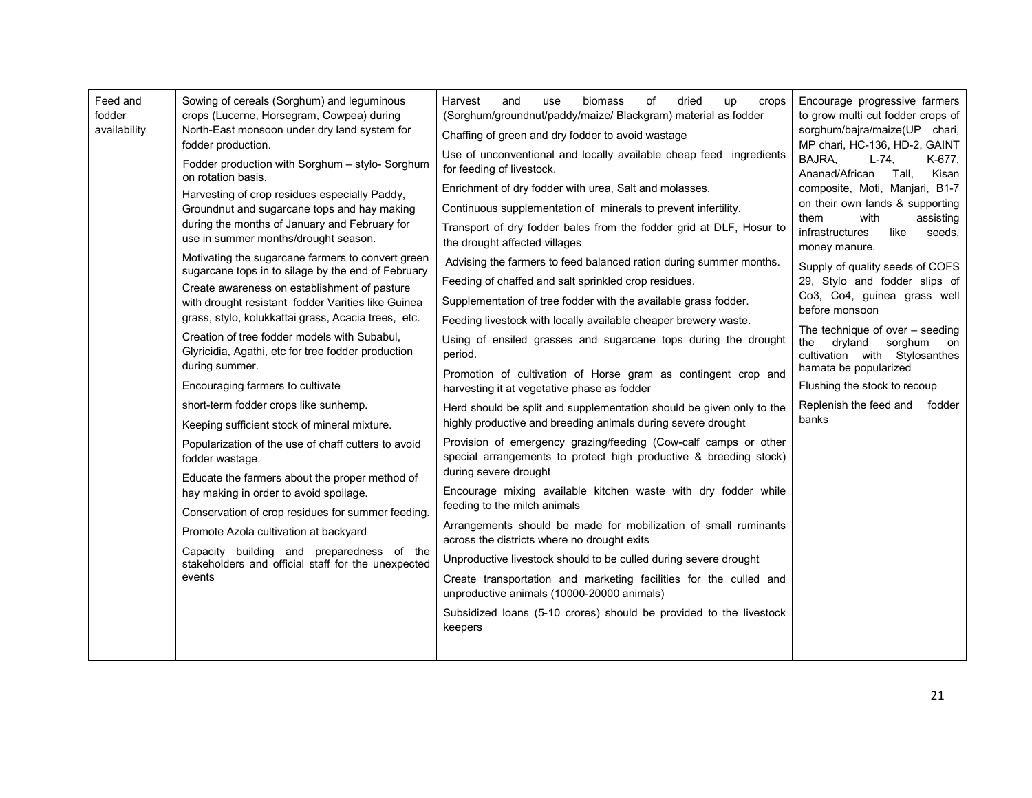| Feed and fodder availability | Sowing of cereals (Sorghum) and leguminous crops (Lucerne, Horsegram, Cowpea) during North-East monsoon under dry land system for fodder production.<br>Fodder production with Sorghum – stylo- Sorghum on rotation basis.<br>Harvesting of crop residues especially Paddy, Groundnut and sugarcane tops and hay making during the months of January and February for use in summer months/drought season.<br>Motivating the sugarcane farmers to convert green sugarcane tops in to silage by the end of February<br>Create awareness on establishment of pasture with drought resistant fodder Varities like Guinea grass, stylo, kolukkattai grass, Acacia trees, etc.<br>Creation of tree fodder models with Subabul, Glyricidia, Agathi, etc for tree fodder production during summer.<br>Encouraging farmers to cultivate<br>short-term fodder crops like sunhemp.<br>Keeping sufficient stock of mineral mixture.<br>Popularization of the use of chaff cutters to avoid fodder wastage.<br>Educate the farmers about the proper method of hay making in order to avoid spoilage.<br>Conservation of crop residues for summer feeding.<br>Promote Azola cultivation at backyard<br>Capacity building and preparedness of the stakeholders and official staff for the unexpected events | Harvest and use biomass of dried up crops (Sorghum/groundnut/paddy/maize/ Blackgram) material as fodder<br>Chaffing of green and dry fodder to avoid wastage<br>Use of unconventional and locally available cheap feed ingredients for feeding of livestock.<br>Enrichment of dry fodder with urea, Salt and molasses.<br>Continuous supplementation of minerals to prevent infertility.<br>Transport of dry fodder bales from the fodder grid at DLF, Hosur to the drought affected villages<br>Advising the farmers to feed balanced ration during summer months.<br>Feeding of chaffed and salt sprinkled crop residues.<br>Supplementation of tree fodder with the available grass fodder.<br>Feeding livestock with locally available cheaper brewery waste.<br>Using of ensiled grasses and sugarcane tops during the drought period.<br>Promotion of cultivation of Horse gram as contingent crop and harvesting it at vegetative phase as fodder<br>Herd should be split and supplementation should be given only to the highly productive and breeding animals during severe drought<br>Provision of emergency grazing/feeding (Cow-calf camps or other special arrangements to protect high productive & breeding stock) during severe drought<br>Encourage mixing available kitchen waste with dry fodder while feeding to the milch animals<br>Arrangements should be made for mobilization of small ruminants across the districts where no drought exits<br>Unproductive livestock should to be culled during severe drought<br>Create transportation and marketing facilities for the culled and unproductive animals (10000-20000 animals)<br>Subsidized loans (5-10 crores) should be provided to the livestock keepers | Encourage progressive farmers to grow multi cut fodder crops of sorghum/bajra/maize(UP chari, MP chari, HC-136, HD-2, GAINT BAJRA, L-74, K-677, Ananad/African Tall, Kisan composite, Moti, Manjari, B1-7 on their own lands & supporting them with assisting infrastructures like seeds, money manure.<br>Supply of quality seeds of COFS 29, Stylo and fodder slips of Co3, Co4, guinea grass well before monsoon<br>The technique of over – seeding the dryland sorghum on cultivation with Stylosanthes hamata be popularized<br>Flushing the stock to recoup<br>Replenish the feed and fodder banks |
|---|---|---|---|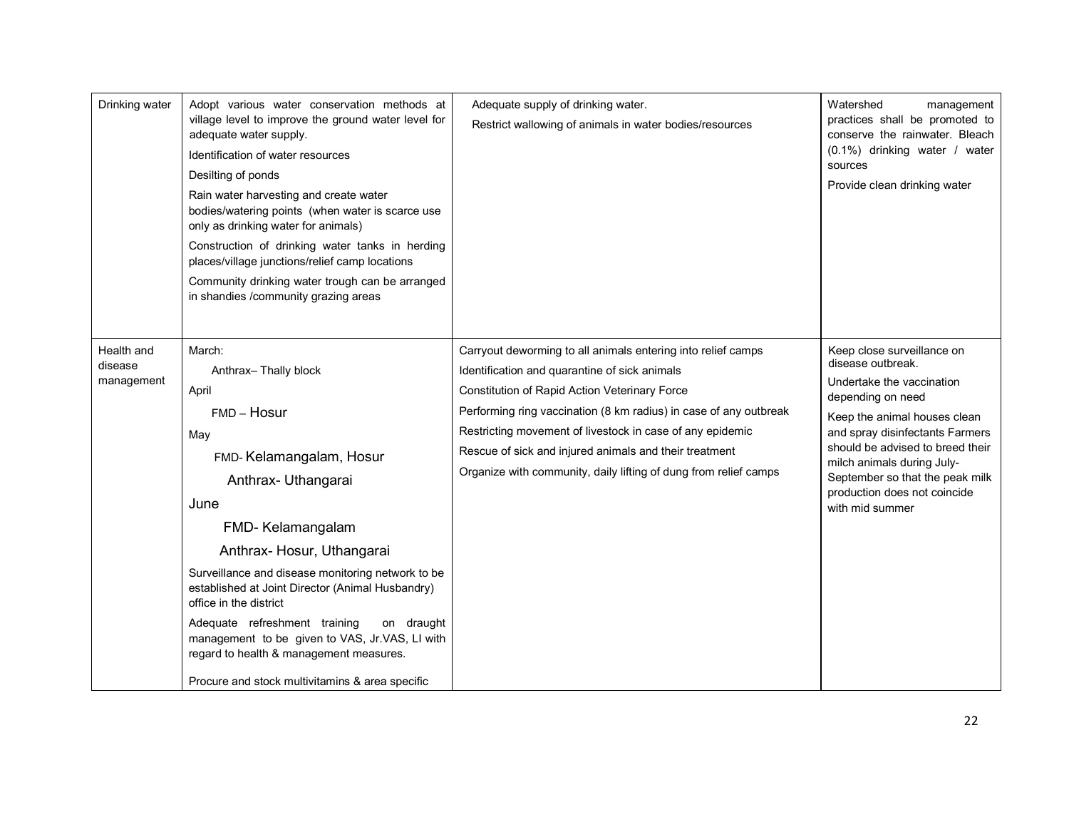| Drinking water | Adopt various water conservation methods at village level to improve the ground water level for adequate water supply.<br>Identification of water resources<br>Desilting of ponds<br>Rain water harvesting and create water bodies/watering points (when water is scarce use only as drinking water for animals)<br>Construction of drinking water tanks in herding places/village junctions/relief camp locations<br>Community drinking water trough can be arranged in shandies /community grazing areas | Adequate supply of drinking water.<br>Restrict wallowing of animals in water bodies/resources | Watershed management practices shall be promoted to conserve the rainwater. Bleach (0.1%) drinking water / water sources<br>Provide clean drinking water |
|---|---|---|---|
| Health and disease management | March:<br>Anthrax– Thally block<br>April<br>FMD – Hosur<br>May<br>FMD- Kelamangalam, Hosur<br>Anthrax- Uthangarai<br>June<br>FMD- Kelamangalam<br>Anthrax- Hosur, Uthangarai<br>Surveillance and disease monitoring network to be established at Joint Director (Animal Husbandry) office in the district<br>Adequate refreshment training on draught management to be given to VAS, Jr.VAS, LI with regard to health & management measures.<br>Procure and stock multivitamins & area specific | Carryout deworming to all animals entering into relief camps<br>Identification and quarantine of sick animals<br>Constitution of Rapid Action Veterinary Force<br>Performing ring vaccination (8 km radius) in case of any outbreak<br>Restricting movement of livestock in case of any epidemic<br>Rescue of sick and injured animals and their treatment<br>Organize with community, daily lifting of dung from relief camps | Keep close surveillance on disease outbreak.<br>Undertake the vaccination depending on need<br>Keep the animal houses clean and spray disinfectants Farmers should be advised to breed their milch animals during July-September so that the peak milk production does not coincide with mid summer |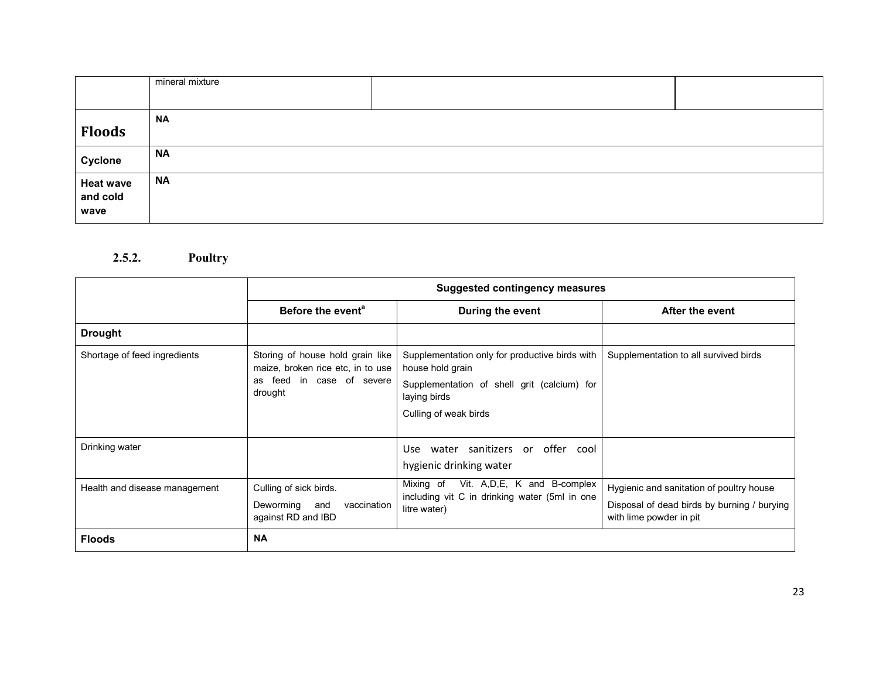| | | | |
|---|---|---|---|
| | mineral mixture | | |
| **Floods** | **NA** | | |
| **Cyclone** | **NA** | | |
| **Heat wave and cold wave** | **NA** | | |

### 2.5.2. Poultry

| | Suggested contingency measures | | |
|---|---|---|---|
| | **Before the event[a]** | **During the event** | **After the event** |
| **Drought** | | | |
| Shortage of feed ingredients | Storing of house hold grain like maize, broken rice etc, in to use as feed in case of severe drought | Supplementation only for productive birds with house hold grain<br>Supplementation of shell grit (calcium) for laying birds<br>Culling of weak birds | Supplementation to all survived birds |
| Drinking water | | Use water sanitizers or offer cool hygienic drinking water | |
| Health and disease management | Culling of sick birds.<br>Deworming and vaccination against RD and IBD | Mixing of Vit. A,D,E, K and B-complex including vit C in drinking water (5ml in one litre water) | Hygienic and sanitation of poultry house<br>Disposal of dead birds by burning / burying with lime powder in pit |
| **Floods** | **NA** | | |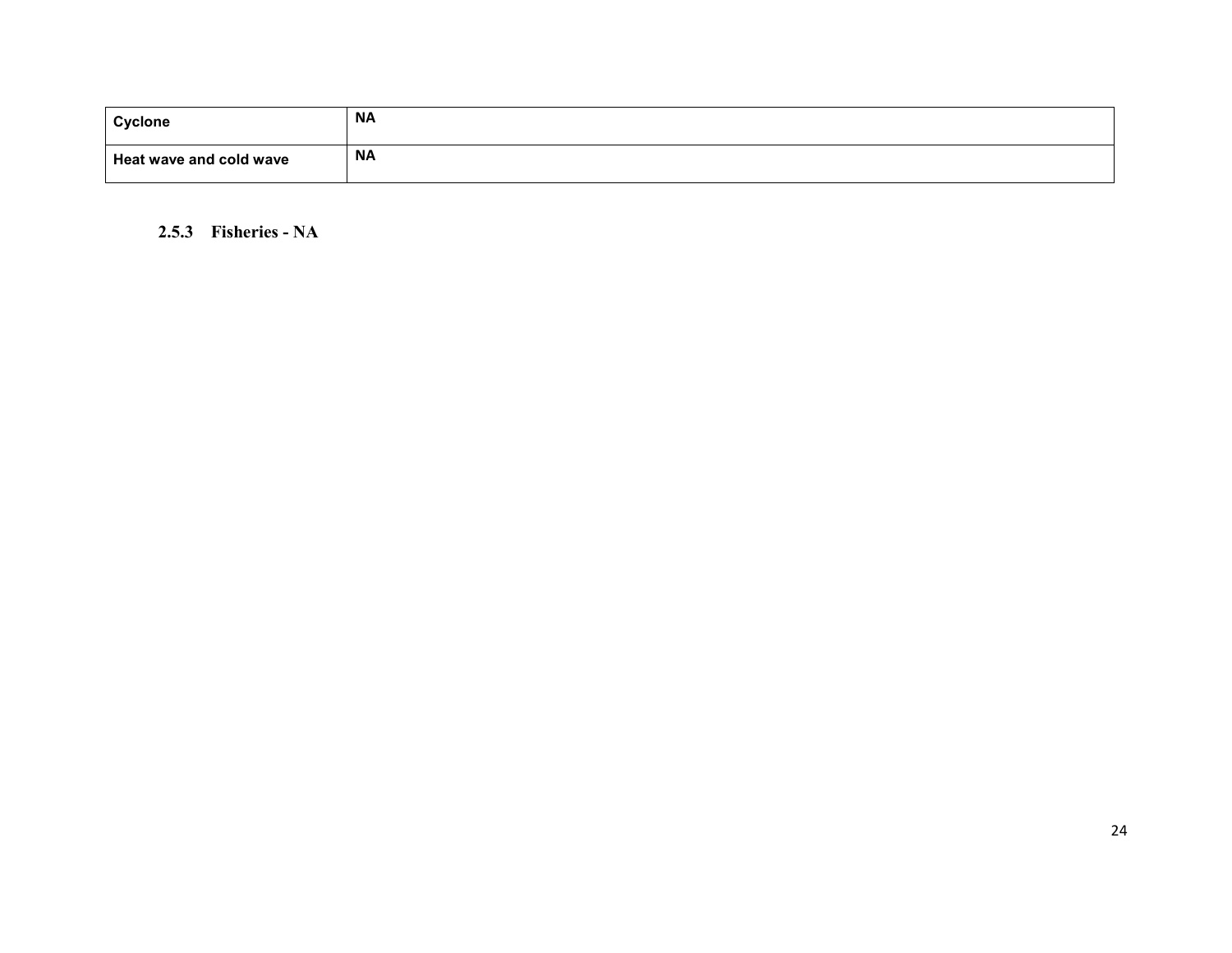| | |
|---|---|
| **Cyclone** | **NA** |
| **Heat wave and cold wave** | **NA** |

### 2.5.3 Fisheries - NA